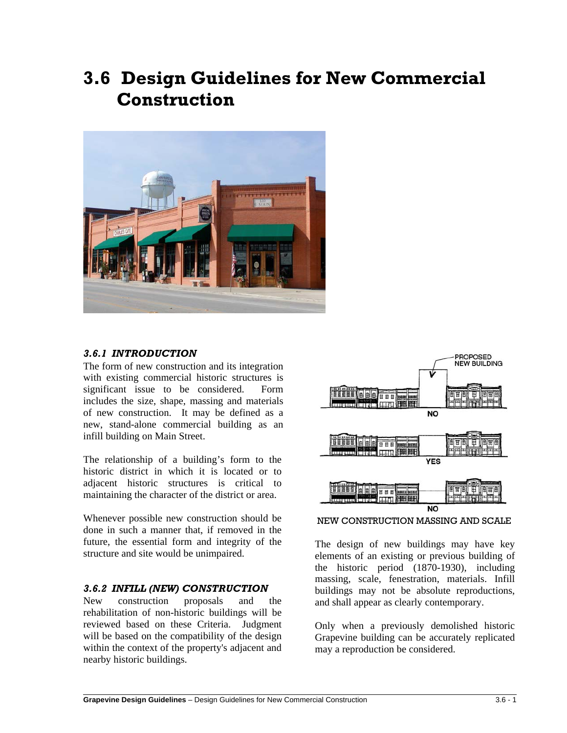# 3.6 Design Guidelines for New Commercial Construction

### *3.6.1 INTRODUCTION*

The form of new construction and its integration with existing commercial historic structures is significant issue to be considered. Form includes the size, shape, massing and materials of new construction. It may be defined as a new, stand-alone commercial building as an infill building on Main Street.

The relationship of a building's form to the historic district in which it is located or to adjacent historic structures is critical to maintaining the character of the district or area.

Whenever possible new construction should be done in such a manner that, if removed in the future, the essential form and integrity of the structure and site would be unimpaired.

### *3.6.2 INFILL (NEW) CONSTRUCTION*

New construction proposals and the rehabilitation of non-historic buildings will be reviewed based on these Criteria. Judgment will be based on the compatibility of the design within the context of the property's adjacent and nearby historic buildings.

NEW CONSTRUCTION MASSING AND SCALE

The design of new buildings may have key elements of an existing or previous building of the historic period (1870-1930), including massing, scale, fenestration, materials. Infill buildings may not be absolute reproductions, and shall appear as clearly contemporary.

Only when a previously demolished historic Grapevine building can be accurately replicated may a reproduction be considered.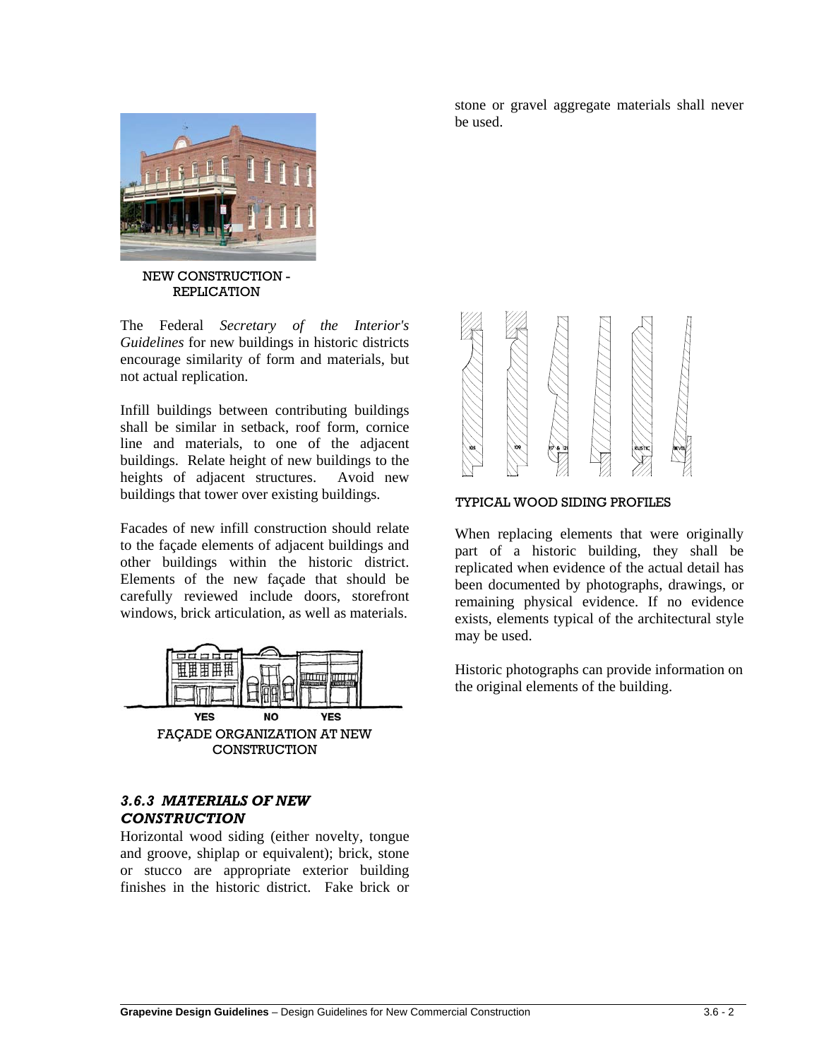NEW CONSTRUCTION - REPLICATION

The Federal *Secretary of the Interior's Guidelines* for new buildings in historic districts encourage similarity of form and materials, but not actual replication.

Infill buildings between contributing buildings shall be similar in setback, roof form, cornice line and materials, to one of the adjacent buildings. Relate height of new buildings to the heights of adjacent structures. Avoid new buildings that tower over existing buildings.

Facades of new infill construction should relate to the façade elements of adjacent buildings and other buildings within the historic district. Elements of the new façade that should be carefully reviewed include doors, storefront windows, brick articulation, as well as materials.

YES NO YES

FAÇADE ORGANIZATION AT NEW CONSTRUCTION

### *3.6.3 MATERIALS OF NEW CONSTRUCTION*

Horizontal wood siding (either novelty, tongue and groove, shiplap or equivalent); brick, stone or stucco are appropriate exterior building finishes in the historic district. Fake brick or stone or gravel aggregate materials shall never be used.

105 109 117 & 120 RUSTIC BEVEL

TYPICAL WOOD SIDING PROFILES

When replacing elements that were originally part of a historic building, they shall be replicated when evidence of the actual detail has been documented by photographs, drawings, or remaining physical evidence. If no evidence exists, elements typical of the architectural style may be used.

Historic photographs can provide information on the original elements of the building.